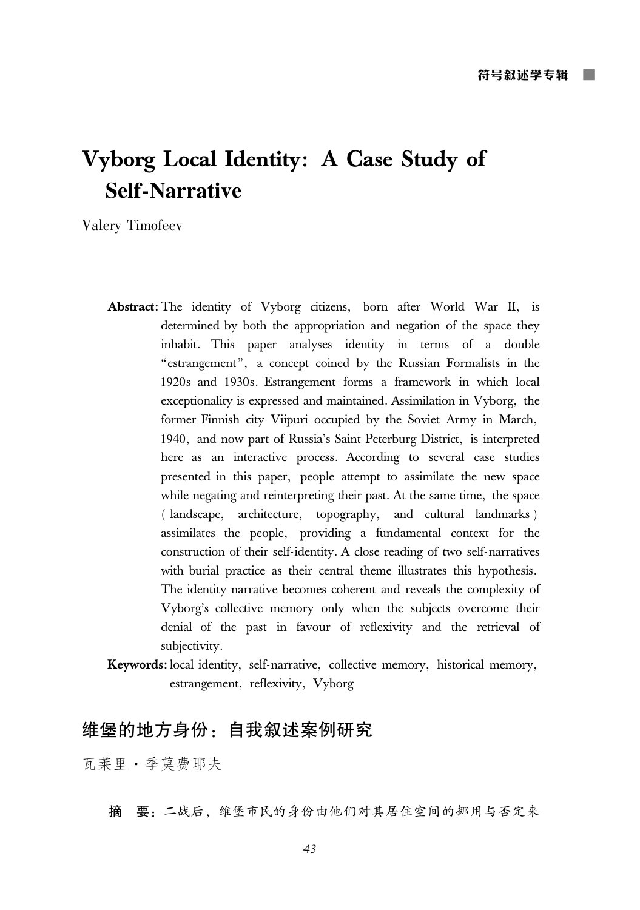# Vyborg Local Identity: A Case Study of Self-Narrative

Valery Timofeev

**Abstract:** The identity of Vyborg citizens, born after World War II, is determined by both the appropriation and negation of the space they inhabit. This paper analyses identity in terms of a double "estrangement", a concept coined by the Russian Formalists in the 1920s and 1930s. Estrangement forms a framework in which local exceptionality is expressed and maintained. Assimilation in Vyborg, the former Finnish city Viipuri occupied by the Soviet Army in March, 1940, and now part of Russia's Saint Peterburg District, is interpreted here as an interactive process. According to several case studies presented in this paper, people attempt to assimilate the new space while negating and reinterpreting their past. At the same time, the space (landscape, architecture, topography, and cultural landmarks) assimilates the people, providing a fundamental context for the construction of their self-identity. A close reading of two self-narratives with burial practice as their central theme illustrates this hypothesis. The identity narrative becomes coherent and reveals the complexity of Vyborg's collective memory only when the subjects overcome their denial of the past in favour of reflexivity and the retrieval of subjectivity.

**Keywords:** local identity, self-narrative, collective memory, historical memory, estrangement, reflexivity, Vyborg

## 维堡的地方身份：自我叙述案例研究

瓦莱里·季莫费耶夫

**摘　要：** 二战后，维堡市民的身份由他们对其居住空间的挪用与否定来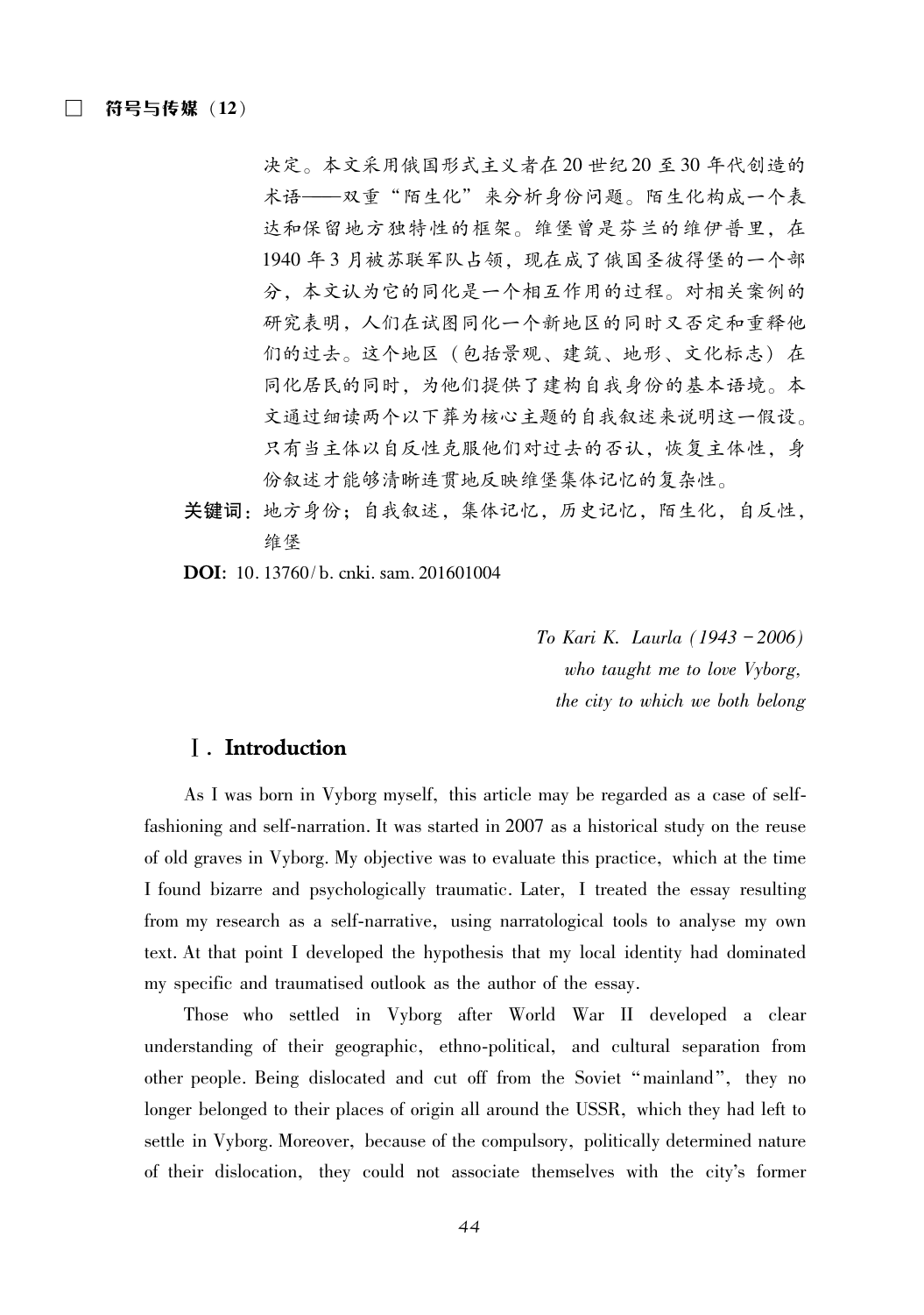决定。本文采用俄国形式主义者在20世纪20至30年代创造的术语——双重"陌生化"来分析身份问题。陌生化构成一个表达和保留地方独特性的框架。维堡曾是芬兰的维伊普里，在1940年3月被苏联军队占领，现在成了俄国圣彼得堡的一个部分，本文认为它的同化是一个相互作用的过程。对相关案例的研究表明，人们在试图同化一个新地区的同时又否定和重释他们的过去。这个地区（包括景观、建筑、地形、文化标志）在同化居民的同时，为他们提供了建构自我身份的基本语境。本文通过细读两个以下葬为核心主题的自我叙述来说明这一假设。只有当主体以自反性克服他们对过去的否认，恢复主体性，身份叙述才能够清晰连贯地反映维堡集体记忆的复杂性。

**关键词**：地方身份；自我叙述，集体记忆，历史记忆，陌生化，自反性，维堡

**DOI**: 10.13760/b.cnki.sam.201601004

*To Kari K. Laurla (1943 – 2006)*
*who taught me to love Vyborg,*
*the city to which we both belong*

## Ⅰ. Introduction

As I was born in Vyborg myself, this article may be regarded as a case of self-fashioning and self-narration. It was started in 2007 as a historical study on the reuse of old graves in Vyborg. My objective was to evaluate this practice, which at the time I found bizarre and psychologically traumatic. Later, I treated the essay resulting from my research as a self-narrative, using narratological tools to analyse my own text. At that point I developed the hypothesis that my local identity had dominated my specific and traumatised outlook as the author of the essay.

Those who settled in Vyborg after World War II developed a clear understanding of their geographic, ethno-political, and cultural separation from other people. Being dislocated and cut off from the Soviet "mainland", they no longer belonged to their places of origin all around the USSR, which they had left to settle in Vyborg. Moreover, because of the compulsory, politically determined nature of their dislocation, they could not associate themselves with the city's former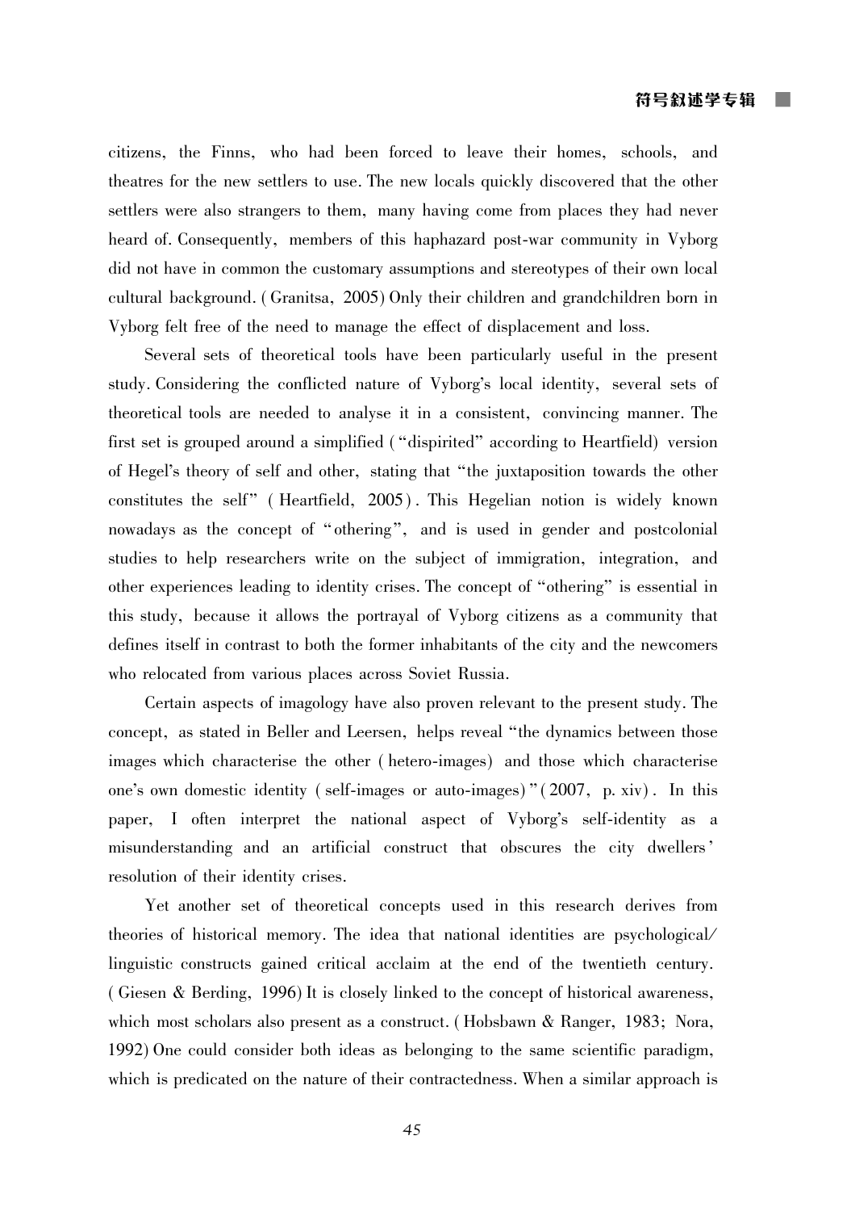citizens, the Finns, who had been forced to leave their homes, schools, and theatres for the new settlers to use. The new locals quickly discovered that the other settlers were also strangers to them, many having come from places they had never heard of. Consequently, members of this haphazard post-war community in Vyborg did not have in common the customary assumptions and stereotypes of their own local cultural background. (Granitsa, 2005) Only their children and grandchildren born in Vyborg felt free of the need to manage the effect of displacement and loss.

Several sets of theoretical tools have been particularly useful in the present study. Considering the conflicted nature of Vyborg's local identity, several sets of theoretical tools are needed to analyse it in a consistent, convincing manner. The first set is grouped around a simplified ("dispirited" according to Heartfield) version of Hegel's theory of self and other, stating that "the juxtaposition towards the other constitutes the self" (Heartfield, 2005). This Hegelian notion is widely known nowadays as the concept of "othering", and is used in gender and postcolonial studies to help researchers write on the subject of immigration, integration, and other experiences leading to identity crises. The concept of "othering" is essential in this study, because it allows the portrayal of Vyborg citizens as a community that defines itself in contrast to both the former inhabitants of the city and the newcomers who relocated from various places across Soviet Russia.

Certain aspects of imagology have also proven relevant to the present study. The concept, as stated in Beller and Leersen, helps reveal "the dynamics between those images which characterise the other (hetero-images) and those which characterise one's own domestic identity (self-images or auto-images)" (2007, p. xiv). In this paper, I often interpret the national aspect of Vyborg's self-identity as a misunderstanding and an artificial construct that obscures the city dwellers' resolution of their identity crises.

Yet another set of theoretical concepts used in this research derives from theories of historical memory. The idea that national identities are psychological/linguistic constructs gained critical acclaim at the end of the twentieth century. (Giesen & Berding, 1996) It is closely linked to the concept of historical awareness, which most scholars also present as a construct. (Hobsbawn & Ranger, 1983; Nora, 1992) One could consider both ideas as belonging to the same scientific paradigm, which is predicated on the nature of their contractedness. When a similar approach is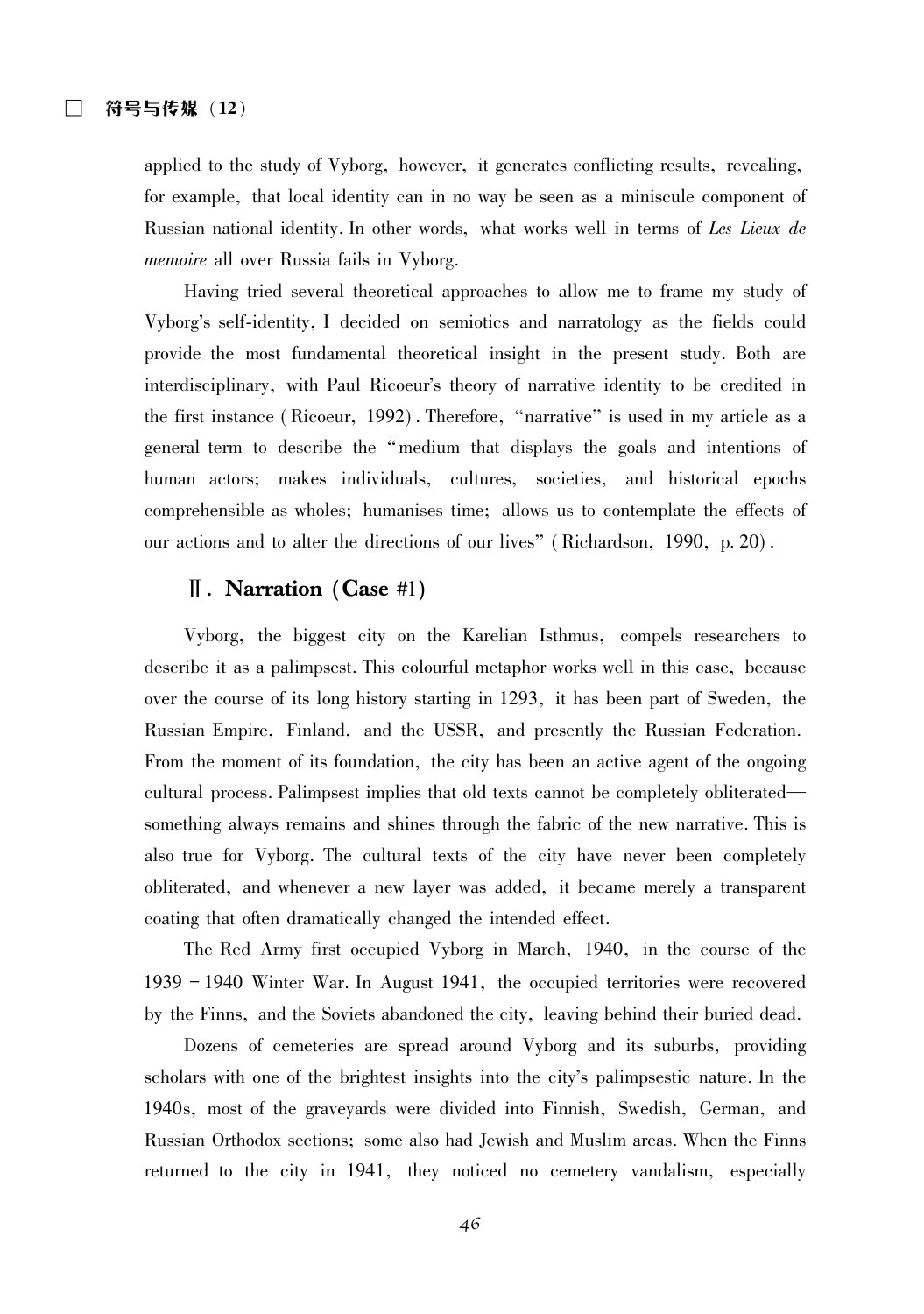applied to the study of Vyborg, however, it generates conflicting results, revealing, for example, that local identity can in no way be seen as a miniscule component of Russian national identity. In other words, what works well in terms of *Les Lieux de memoire* all over Russia fails in Vyborg.

Having tried several theoretical approaches to allow me to frame my study of Vyborg's self-identity, I decided on semiotics and narratology as the fields could provide the most fundamental theoretical insight in the present study. Both are interdisciplinary, with Paul Ricoeur's theory of narrative identity to be credited in the first instance (Ricoeur, 1992). Therefore, "narrative" is used in my article as a general term to describe the "medium that displays the goals and intentions of human actors; makes individuals, cultures, societies, and historical epochs comprehensible as wholes; humanises time; allows us to contemplate the effects of our actions and to alter the directions of our lives" (Richardson, 1990, p. 20).

## Ⅱ. Narration (Case #1)

Vyborg, the biggest city on the Karelian Isthmus, compels researchers to describe it as a palimpsest. This colourful metaphor works well in this case, because over the course of its long history starting in 1293, it has been part of Sweden, the Russian Empire, Finland, and the USSR, and presently the Russian Federation. From the moment of its foundation, the city has been an active agent of the ongoing cultural process. Palimpsest implies that old texts cannot be completely obliterated—something always remains and shines through the fabric of the new narrative. This is also true for Vyborg. The cultural texts of the city have never been completely obliterated, and whenever a new layer was added, it became merely a transparent coating that often dramatically changed the intended effect.

The Red Army first occupied Vyborg in March, 1940, in the course of the 1939 – 1940 Winter War. In August 1941, the occupied territories were recovered by the Finns, and the Soviets abandoned the city, leaving behind their buried dead.

Dozens of cemeteries are spread around Vyborg and its suburbs, providing scholars with one of the brightest insights into the city's palimpsestic nature. In the 1940s, most of the graveyards were divided into Finnish, Swedish, German, and Russian Orthodox sections; some also had Jewish and Muslim areas. When the Finns returned to the city in 1941, they noticed no cemetery vandalism, especially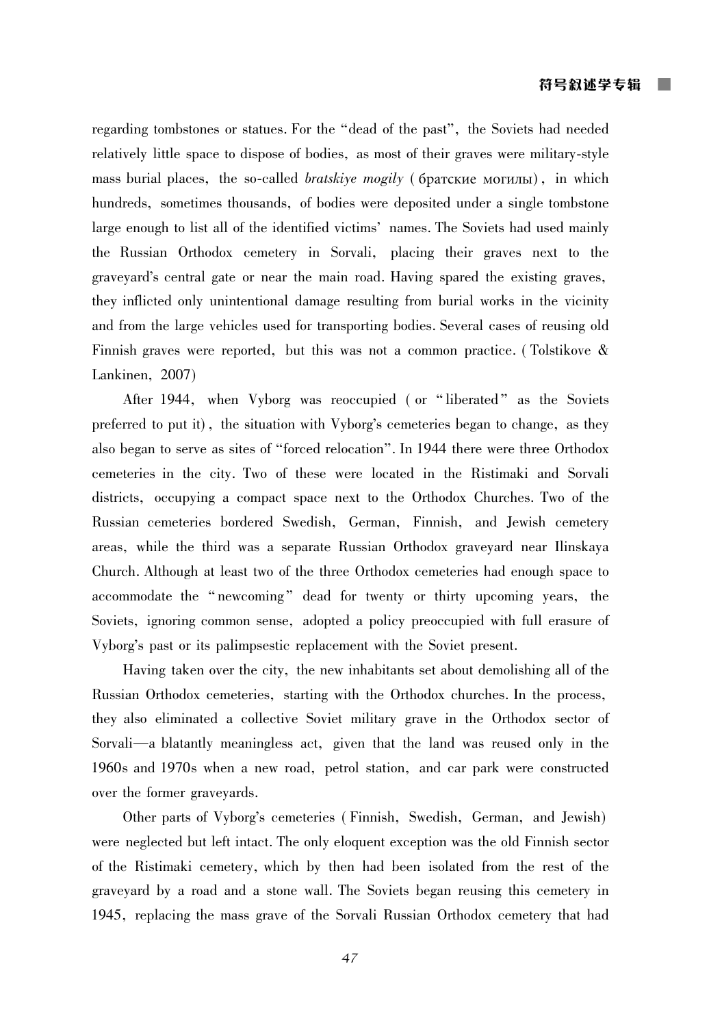regarding tombstones or statues. For the "dead of the past", the Soviets had needed relatively little space to dispose of bodies, as most of their graves were military-style mass burial places, the so-called *bratskiye mogily* (братские могилы), in which hundreds, sometimes thousands, of bodies were deposited under a single tombstone large enough to list all of the identified victims' names. The Soviets had used mainly the Russian Orthodox cemetery in Sorvali, placing their graves next to the graveyard's central gate or near the main road. Having spared the existing graves, they inflicted only unintentional damage resulting from burial works in the vicinity and from the large vehicles used for transporting bodies. Several cases of reusing old Finnish graves were reported, but this was not a common practice. (Tolstikove & Lankinen, 2007)

After 1944, when Vyborg was reoccupied (or "liberated" as the Soviets preferred to put it), the situation with Vyborg's cemeteries began to change, as they also began to serve as sites of "forced relocation". In 1944 there were three Orthodox cemeteries in the city. Two of these were located in the Ristimaki and Sorvali districts, occupying a compact space next to the Orthodox Churches. Two of the Russian cemeteries bordered Swedish, German, Finnish, and Jewish cemetery areas, while the third was a separate Russian Orthodox graveyard near Ilinskaya Church. Although at least two of the three Orthodox cemeteries had enough space to accommodate the "newcoming" dead for twenty or thirty upcoming years, the Soviets, ignoring common sense, adopted a policy preoccupied with full erasure of Vyborg's past or its palimpsestic replacement with the Soviet present.

Having taken over the city, the new inhabitants set about demolishing all of the Russian Orthodox cemeteries, starting with the Orthodox churches. In the process, they also eliminated a collective Soviet military grave in the Orthodox sector of Sorvali—a blatantly meaningless act, given that the land was reused only in the 1960s and 1970s when a new road, petrol station, and car park were constructed over the former graveyards.

Other parts of Vyborg's cemeteries (Finnish, Swedish, German, and Jewish) were neglected but left intact. The only eloquent exception was the old Finnish sector of the Ristimaki cemetery, which by then had been isolated from the rest of the graveyard by a road and a stone wall. The Soviets began reusing this cemetery in 1945, replacing the mass grave of the Sorvali Russian Orthodox cemetery that had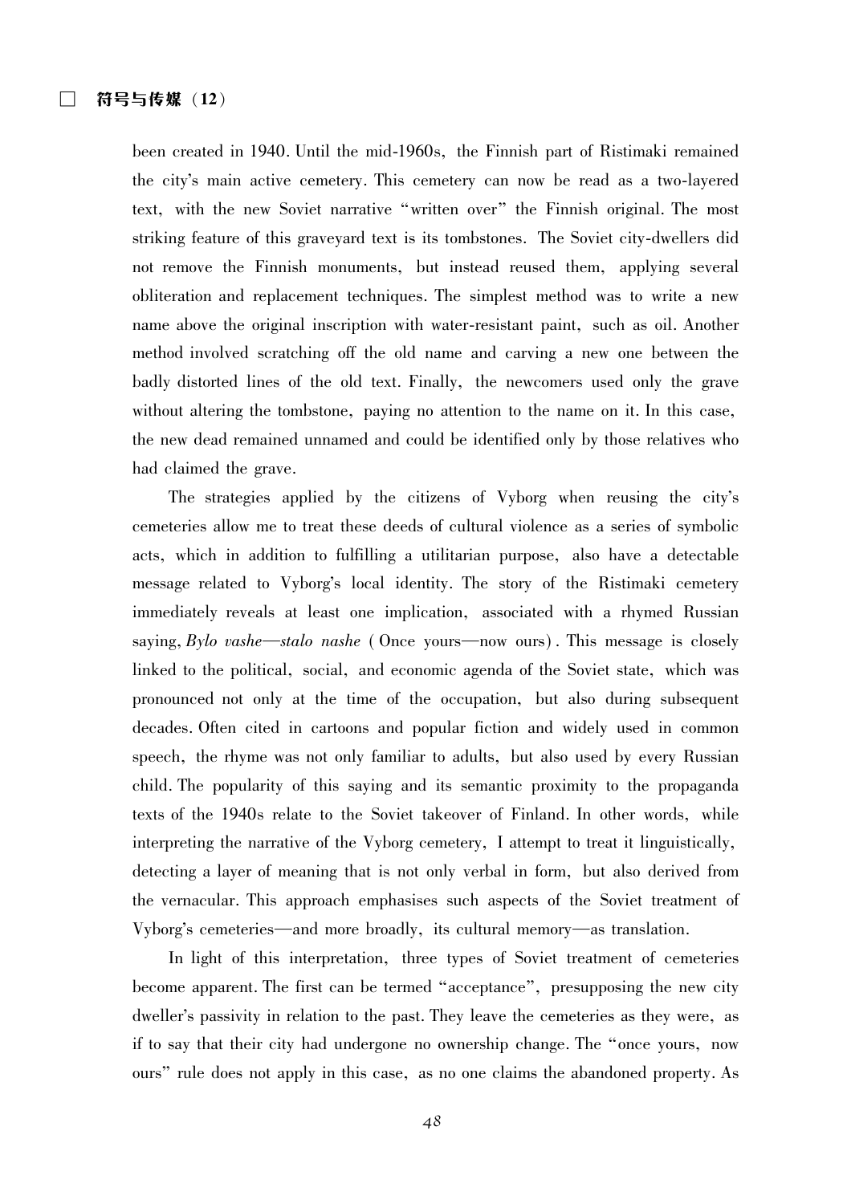been created in 1940. Until the mid-1960s, the Finnish part of Ristimaki remained the city's main active cemetery. This cemetery can now be read as a two-layered text, with the new Soviet narrative "written over" the Finnish original. The most striking feature of this graveyard text is its tombstones. The Soviet city-dwellers did not remove the Finnish monuments, but instead reused them, applying several obliteration and replacement techniques. The simplest method was to write a new name above the original inscription with water-resistant paint, such as oil. Another method involved scratching off the old name and carving a new one between the badly distorted lines of the old text. Finally, the newcomers used only the grave without altering the tombstone, paying no attention to the name on it. In this case, the new dead remained unnamed and could be identified only by those relatives who had claimed the grave.

The strategies applied by the citizens of Vyborg when reusing the city's cemeteries allow me to treat these deeds of cultural violence as a series of symbolic acts, which in addition to fulfilling a utilitarian purpose, also have a detectable message related to Vyborg's local identity. The story of the Ristimaki cemetery immediately reveals at least one implication, associated with a rhymed Russian saying, *Bylo vashe—stalo nashe* (Once yours—now ours). This message is closely linked to the political, social, and economic agenda of the Soviet state, which was pronounced not only at the time of the occupation, but also during subsequent decades. Often cited in cartoons and popular fiction and widely used in common speech, the rhyme was not only familiar to adults, but also used by every Russian child. The popularity of this saying and its semantic proximity to the propaganda texts of the 1940s relate to the Soviet takeover of Finland. In other words, while interpreting the narrative of the Vyborg cemetery, I attempt to treat it linguistically, detecting a layer of meaning that is not only verbal in form, but also derived from the vernacular. This approach emphasises such aspects of the Soviet treatment of Vyborg's cemeteries—and more broadly, its cultural memory—as translation.

In light of this interpretation, three types of Soviet treatment of cemeteries become apparent. The first can be termed "acceptance", presupposing the new city dweller's passivity in relation to the past. They leave the cemeteries as they were, as if to say that their city had undergone no ownership change. The "once yours, now ours" rule does not apply in this case, as no one claims the abandoned property. As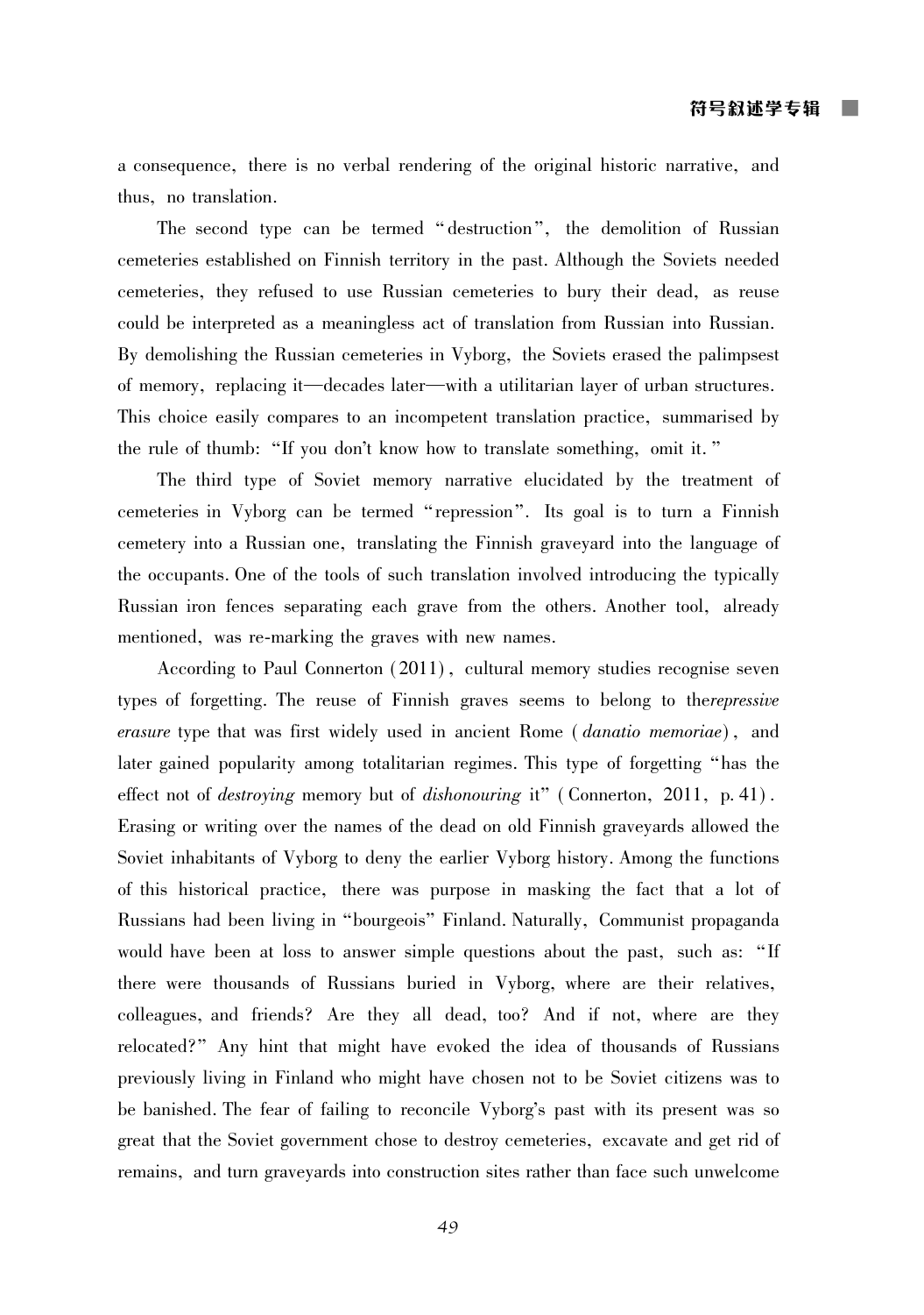a consequence, there is no verbal rendering of the original historic narrative, and thus, no translation.

The second type can be termed "destruction", the demolition of Russian cemeteries established on Finnish territory in the past. Although the Soviets needed cemeteries, they refused to use Russian cemeteries to bury their dead, as reuse could be interpreted as a meaningless act of translation from Russian into Russian. By demolishing the Russian cemeteries in Vyborg, the Soviets erased the palimpsest of memory, replacing it—decades later—with a utilitarian layer of urban structures. This choice easily compares to an incompetent translation practice, summarised by the rule of thumb: "If you don't know how to translate something, omit it."

The third type of Soviet memory narrative elucidated by the treatment of cemeteries in Vyborg can be termed "repression". Its goal is to turn a Finnish cemetery into a Russian one, translating the Finnish graveyard into the language of the occupants. One of the tools of such translation involved introducing the typically Russian iron fences separating each grave from the others. Another tool, already mentioned, was re-marking the graves with new names.

According to Paul Connerton (2011), cultural memory studies recognise seven types of forgetting. The reuse of Finnish graves seems to belong to the*repressive erasure* type that was first widely used in ancient Rome (*danatio memoriae*), and later gained popularity among totalitarian regimes. This type of forgetting "has the effect not of *destroying* memory but of *dishonouring* it" (Connerton, 2011, p. 41). Erasing or writing over the names of the dead on old Finnish graveyards allowed the Soviet inhabitants of Vyborg to deny the earlier Vyborg history. Among the functions of this historical practice, there was purpose in masking the fact that a lot of Russians had been living in "bourgeois" Finland. Naturally, Communist propaganda would have been at loss to answer simple questions about the past, such as: "If there were thousands of Russians buried in Vyborg, where are their relatives, colleagues, and friends? Are they all dead, too? And if not, where are they relocated?" Any hint that might have evoked the idea of thousands of Russians previously living in Finland who might have chosen not to be Soviet citizens was to be banished. The fear of failing to reconcile Vyborg's past with its present was so great that the Soviet government chose to destroy cemeteries, excavate and get rid of remains, and turn graveyards into construction sites rather than face such unwelcome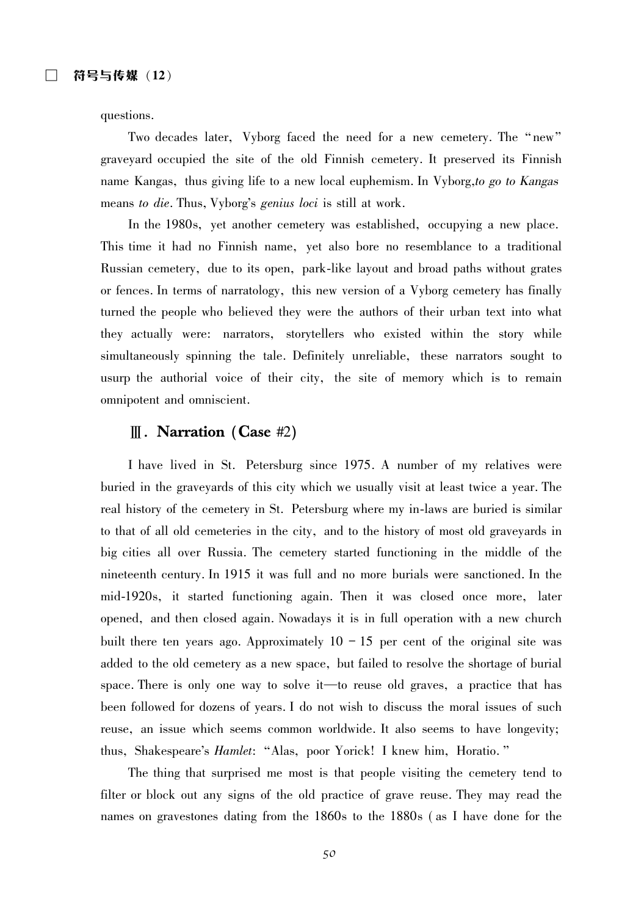questions.

Two decades later, Vyborg faced the need for a new cemetery. The "new" graveyard occupied the site of the old Finnish cemetery. It preserved its Finnish name Kangas, thus giving life to a new local euphemism. In Vyborg, *to go to Kangas* means *to die*. Thus, Vyborg's *genius loci* is still at work.

In the 1980s, yet another cemetery was established, occupying a new place. This time it had no Finnish name, yet also bore no resemblance to a traditional Russian cemetery, due to its open, park-like layout and broad paths without grates or fences. In terms of narratology, this new version of a Vyborg cemetery has finally turned the people who believed they were the authors of their urban text into what they actually were: narrators, storytellers who existed within the story while simultaneously spinning the tale. Definitely unreliable, these narrators sought to usurp the authorial voice of their city, the site of memory which is to remain omnipotent and omniscient.

## Ⅲ. Narration (Case #2)

I have lived in St. Petersburg since 1975. A number of my relatives were buried in the graveyards of this city which we usually visit at least twice a year. The real history of the cemetery in St. Petersburg where my in-laws are buried is similar to that of all old cemeteries in the city, and to the history of most old graveyards in big cities all over Russia. The cemetery started functioning in the middle of the nineteenth century. In 1915 it was full and no more burials were sanctioned. In the mid-1920s, it started functioning again. Then it was closed once more, later opened, and then closed again. Nowadays it is in full operation with a new church built there ten years ago. Approximately 10 – 15 per cent of the original site was added to the old cemetery as a new space, but failed to resolve the shortage of burial space. There is only one way to solve it—to reuse old graves, a practice that has been followed for dozens of years. I do not wish to discuss the moral issues of such reuse, an issue which seems common worldwide. It also seems to have longevity; thus, Shakespeare's *Hamlet*: "Alas, poor Yorick! I knew him, Horatio."

The thing that surprised me most is that people visiting the cemetery tend to filter or block out any signs of the old practice of grave reuse. They may read the names on gravestones dating from the 1860s to the 1880s (as I have done for the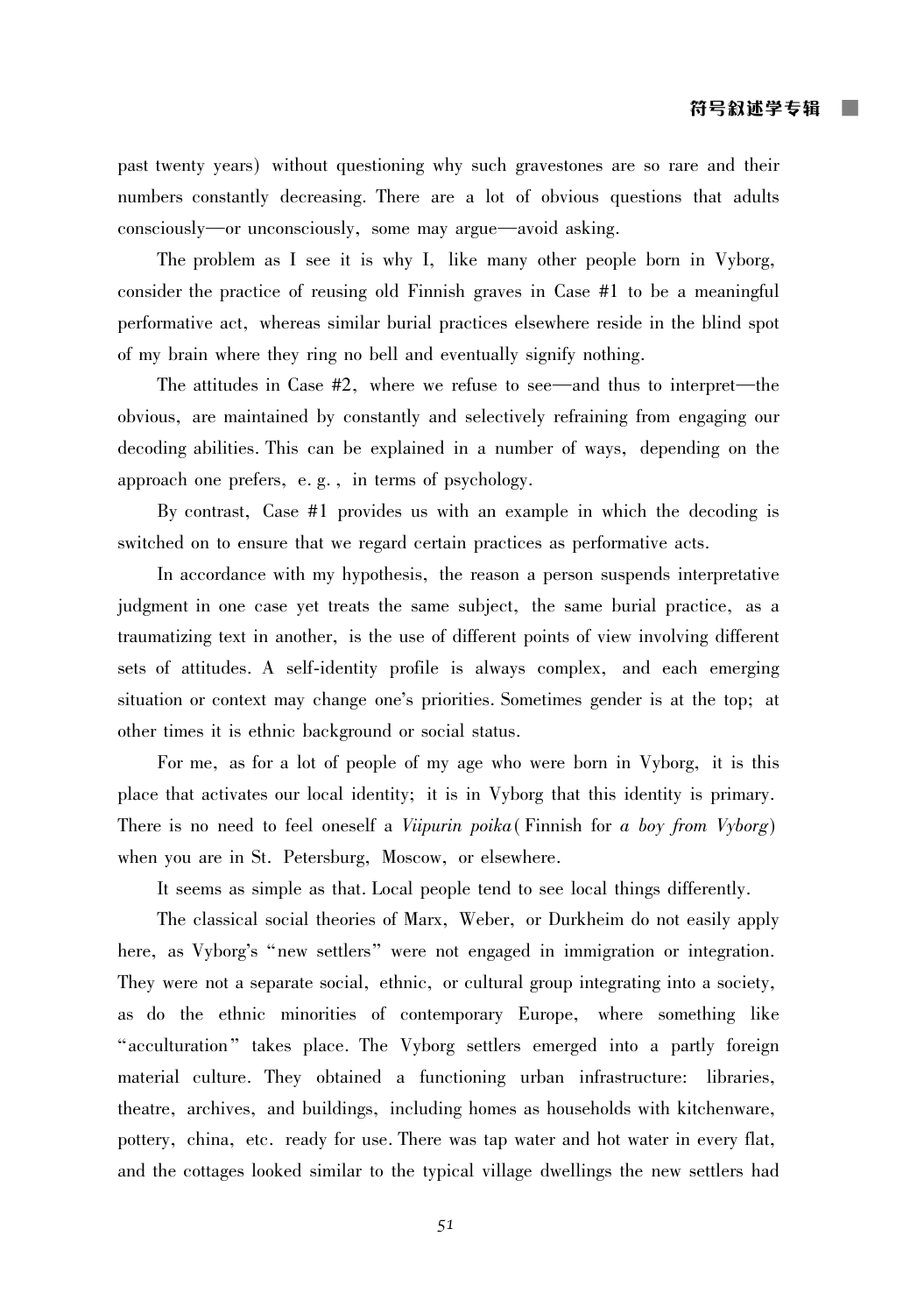past twenty years) without questioning why such gravestones are so rare and their numbers constantly decreasing. There are a lot of obvious questions that adults consciously—or unconsciously, some may argue—avoid asking.

The problem as I see it is why I, like many other people born in Vyborg, consider the practice of reusing old Finnish graves in Case #1 to be a meaningful performative act, whereas similar burial practices elsewhere reside in the blind spot of my brain where they ring no bell and eventually signify nothing.

The attitudes in Case #2, where we refuse to see—and thus to interpret—the obvious, are maintained by constantly and selectively refraining from engaging our decoding abilities. This can be explained in a number of ways, depending on the approach one prefers, e. g., in terms of psychology.

By contrast, Case #1 provides us with an example in which the decoding is switched on to ensure that we regard certain practices as performative acts.

In accordance with my hypothesis, the reason a person suspends interpretative judgment in one case yet treats the same subject, the same burial practice, as a traumatizing text in another, is the use of different points of view involving different sets of attitudes. A self-identity profile is always complex, and each emerging situation or context may change one's priorities. Sometimes gender is at the top; at other times it is ethnic background or social status.

For me, as for a lot of people of my age who were born in Vyborg, it is this place that activates our local identity; it is in Vyborg that this identity is primary. There is no need to feel oneself a *Viipurin poika* (Finnish for *a boy from Vyborg*) when you are in St. Petersburg, Moscow, or elsewhere.

It seems as simple as that. Local people tend to see local things differently.

The classical social theories of Marx, Weber, or Durkheim do not easily apply here, as Vyborg's "new settlers" were not engaged in immigration or integration. They were not a separate social, ethnic, or cultural group integrating into a society, as do the ethnic minorities of contemporary Europe, where something like "acculturation" takes place. The Vyborg settlers emerged into a partly foreign material culture. They obtained a functioning urban infrastructure: libraries, theatre, archives, and buildings, including homes as households with kitchenware, pottery, china, etc. ready for use. There was tap water and hot water in every flat, and the cottages looked similar to the typical village dwellings the new settlers had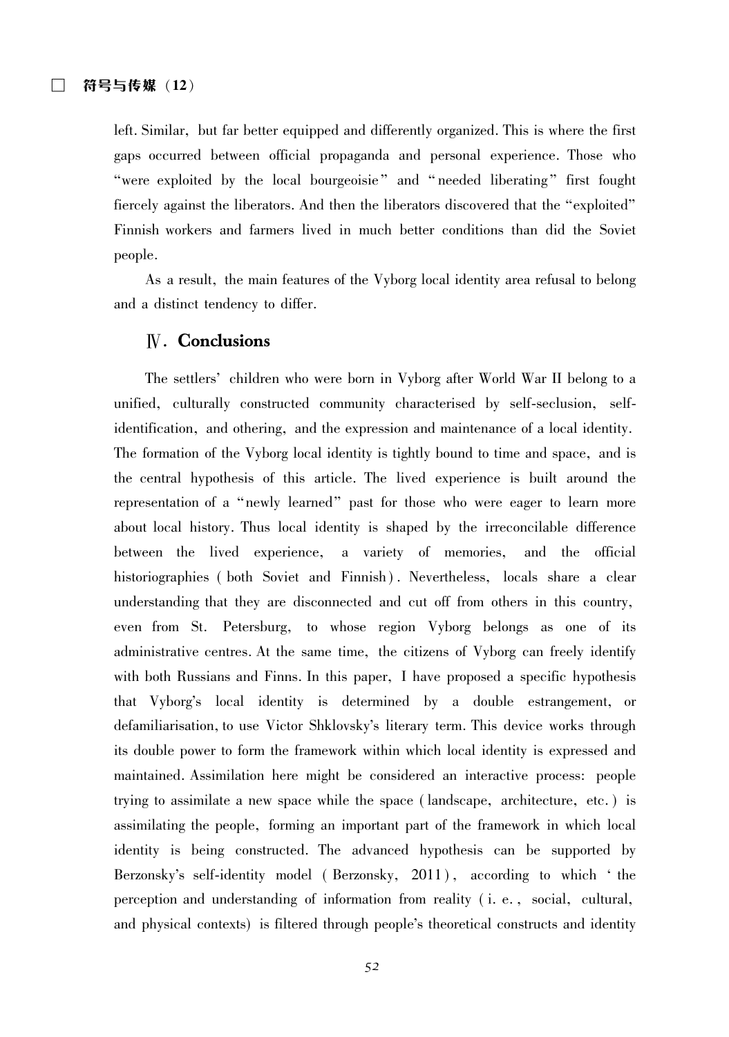left. Similar, but far better equipped and differently organized. This is where the first gaps occurred between official propaganda and personal experience. Those who "were exploited by the local bourgeoisie" and "needed liberating" first fought fiercely against the liberators. And then the liberators discovered that the "exploited" Finnish workers and farmers lived in much better conditions than did the Soviet people.

As a result, the main features of the Vyborg local identity area refusal to belong and a distinct tendency to differ.

## Ⅳ. Conclusions

The settlers' children who were born in Vyborg after World War II belong to a unified, culturally constructed community characterised by self-seclusion, self-identification, and othering, and the expression and maintenance of a local identity. The formation of the Vyborg local identity is tightly bound to time and space, and is the central hypothesis of this article. The lived experience is built around the representation of a "newly learned" past for those who were eager to learn more about local history. Thus local identity is shaped by the irreconcilable difference between the lived experience, a variety of memories, and the official historiographies (both Soviet and Finnish). Nevertheless, locals share a clear understanding that they are disconnected and cut off from others in this country, even from St. Petersburg, to whose region Vyborg belongs as one of its administrative centres. At the same time, the citizens of Vyborg can freely identify with both Russians and Finns. In this paper, I have proposed a specific hypothesis that Vyborg's local identity is determined by a double estrangement, or defamiliarisation, to use Victor Shklovsky's literary term. This device works through its double power to form the framework within which local identity is expressed and maintained. Assimilation here might be considered an interactive process: people trying to assimilate a new space while the space (landscape, architecture, etc.) is assimilating the people, forming an important part of the framework in which local identity is being constructed. The advanced hypothesis can be supported by Berzonsky's self-identity model (Berzonsky, 2011), according to which 'the perception and understanding of information from reality (i. e., social, cultural, and physical contexts) is filtered through people's theoretical constructs and identity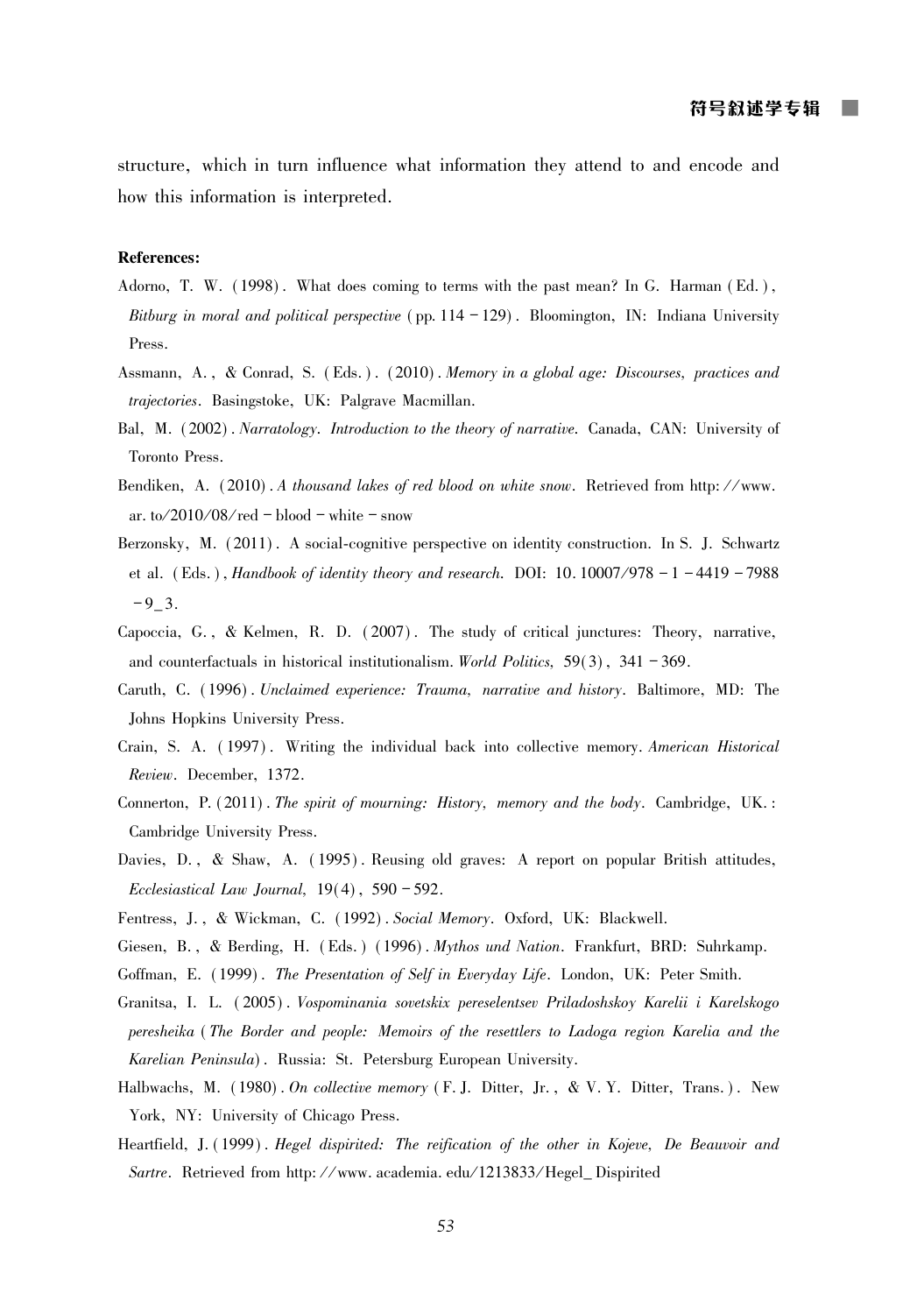structure, which in turn influence what information they attend to and encode and how this information is interpreted.

**References:**

Adorno, T. W. (1998). What does coming to terms with the past mean? In G. Harman (Ed.), *Bitburg in moral and political perspective* (pp. 114 - 129). Bloomington, IN: Indiana University Press.

Assmann, A., & Conrad, S. (Eds.). (2010). *Memory in a global age: Discourses, practices and trajectories*. Basingstoke, UK: Palgrave Macmillan.

Bal, M. (2002). *Narratology. Introduction to the theory of narrative*. Canada, CAN: University of Toronto Press.

Bendiken, A. (2010). *A thousand lakes of red blood on white snow*. Retrieved from http://www.ar.to/2010/08/red - blood - white - snow

Berzonsky, M. (2011). A social-cognitive perspective on identity construction. In S. J. Schwartz et al. (Eds.), *Handbook of identity theory and research*. DOI: 10.10007/978 - 1 - 4419 - 7988 - 9_3.

Capoccia, G., & Kelmen, R. D. (2007). The study of critical junctures: Theory, narrative, and counterfactuals in historical institutionalism. *World Politics*, 59(3), 341 - 369.

Caruth, C. (1996). *Unclaimed experience: Trauma, narrative and history*. Baltimore, MD: The Johns Hopkins University Press.

Crain, S. A. (1997). Writing the individual back into collective memory. *American Historical Review*. December, 1372.

Connerton, P. (2011). *The spirit of mourning: History, memory and the body*. Cambridge, UK.: Cambridge University Press.

Davies, D., & Shaw, A. (1995). Reusing old graves: A report on popular British attitudes, *Ecclesiastical Law Journal*, 19(4), 590 - 592.

Fentress, J., & Wickman, C. (1992). *Social Memory*. Oxford, UK: Blackwell.

Giesen, B., & Berding, H. (Eds.) (1996). *Mythos und Nation*. Frankfurt, BRD: Suhrkamp.

Goffman, E. (1999). *The Presentation of Self in Everyday Life*. London, UK: Peter Smith.

Granitsa, I. L. (2005). *Vospominania sovetskix pereselentsev Priladoshskoy Karelii i Karelskogo peresheika* (*The Border and people: Memoirs of the resettlers to Ladoga region Karelia and the Karelian Peninsula*). Russia: St. Petersburg European University.

Halbwachs, M. (1980). *On collective memory* (F. J. Ditter, Jr., & V. Y. Ditter, Trans.). New York, NY: University of Chicago Press.

Heartfield, J. (1999). *Hegel dispirited: The reification of the other in Kojeve, De Beauvoir and Sartre*. Retrieved from http://www.academia.edu/1213833/Hegel_Dispirited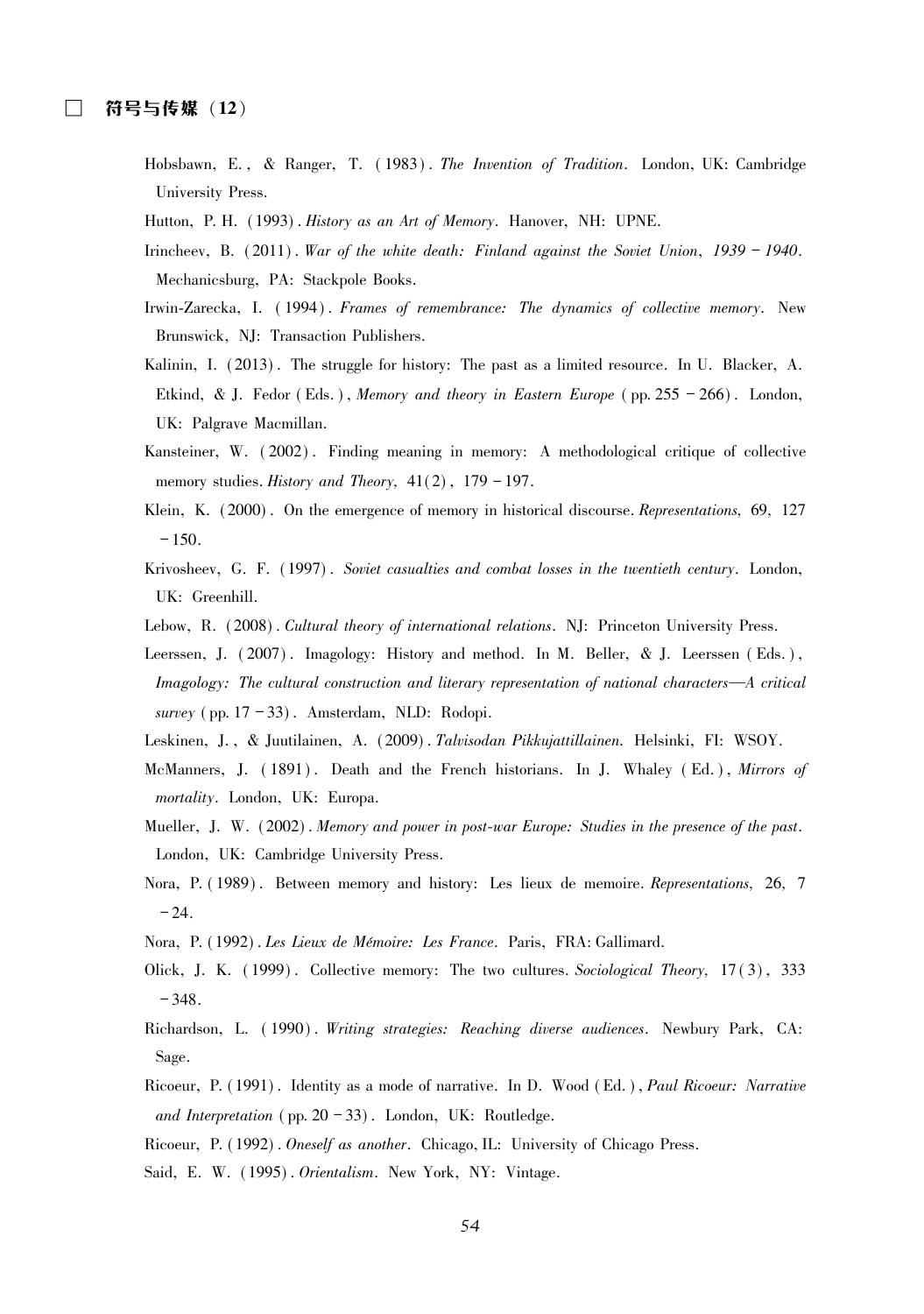Hobsbawn, E., & Ranger, T. (1983). *The Invention of Tradition*. London, UK: Cambridge University Press.

Hutton, P. H. (1993). *History as an Art of Memory*. Hanover, NH: UPNE.

Irincheev, B. (2011). *War of the white death: Finland against the Soviet Union, 1939 – 1940*. Mechanicsburg, PA: Stackpole Books.

Irwin-Zarecka, I. (1994). *Frames of remembrance: The dynamics of collective memory*. New Brunswick, NJ: Transaction Publishers.

Kalinin, I. (2013). The struggle for history: The past as a limited resource. In U. Blacker, A. Etkind, & J. Fedor (Eds.), *Memory and theory in Eastern Europe* (pp. 255 – 266). London, UK: Palgrave Macmillan.

Kansteiner, W. (2002). Finding meaning in memory: A methodological critique of collective memory studies. *History and Theory*, 41(2), 179 – 197.

Klein, K. (2000). On the emergence of memory in historical discourse. *Representations*, 69, 127 – 150.

Krivosheev, G. F. (1997). *Soviet casualties and combat losses in the twentieth century*. London, UK: Greenhill.

Lebow, R. (2008). *Cultural theory of international relations*. NJ: Princeton University Press.

Leerssen, J. (2007). Imagology: History and method. In M. Beller, & J. Leerssen (Eds.), *Imagology: The cultural construction and literary representation of national characters—A critical survey* (pp. 17 – 33). Amsterdam, NLD: Rodopi.

Leskinen, J., & Juutilainen, A. (2009). *Talvisodan Pikkujattillainen*. Helsinki, FI: WSOY.

McManners, J. (1891). Death and the French historians. In J. Whaley (Ed.), *Mirrors of mortality*. London, UK: Europa.

Mueller, J. W. (2002). *Memory and power in post-war Europe: Studies in the presence of the past*. London, UK: Cambridge University Press.

Nora, P. (1989). Between memory and history: Les lieux de memoire. *Representations*, 26, 7 – 24.

Nora, P. (1992). *Les Lieux de Mémoire: Les France*. Paris, FRA: Gallimard.

Olick, J. K. (1999). Collective memory: The two cultures. *Sociological Theory*, 17(3), 333 – 348.

Richardson, L. (1990). *Writing strategies: Reaching diverse audiences*. Newbury Park, CA: Sage.

Ricoeur, P. (1991). Identity as a mode of narrative. In D. Wood (Ed.), *Paul Ricoeur: Narrative and Interpretation* (pp. 20 – 33). London, UK: Routledge.

Ricoeur, P. (1992). *Oneself as another*. Chicago, IL: University of Chicago Press.

Said, E. W. (1995). *Orientalism*. New York, NY: Vintage.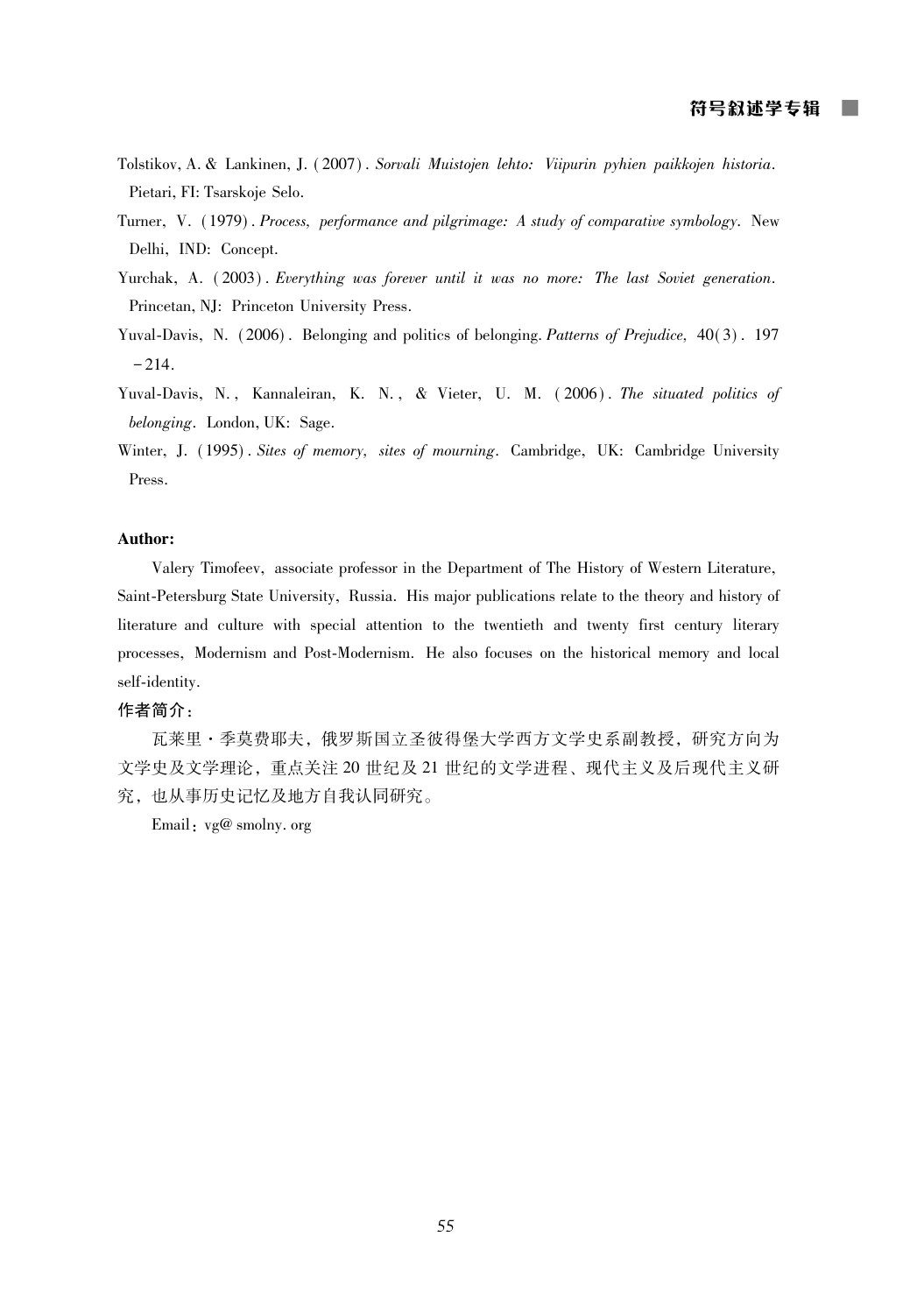Tolstikov, A. & Lankinen, J. (2007). *Sorvali Muistojen lehto: Viipurin pyhien paikkojen historia*. Pietari, FI: Tsarskoje Selo.

Turner, V. (1979). *Process, performance and pilgrimage: A study of comparative symbology*. New Delhi, IND: Concept.

Yurchak, A. (2003). *Everything was forever until it was no more: The last Soviet generation*. Princetan, NJ: Princeton University Press.

Yuval-Davis, N. (2006). Belonging and politics of belonging. *Patterns of Prejudice*, 40(3). 197 -214.

Yuval-Davis, N., Kannaleiran, K. N., & Vieter, U. M. (2006). *The situated politics of belonging*. London, UK: Sage.

Winter, J. (1995). *Sites of memory, sites of mourning*. Cambridge, UK: Cambridge University Press.

**Author:**

Valery Timofeev, associate professor in the Department of The History of Western Literature, Saint-Petersburg State University, Russia. His major publications relate to the theory and history of literature and culture with special attention to the twentieth and twenty first century literary processes, Modernism and Post-Modernism. He also focuses on the historical memory and local self-identity.

**作者简介：**

瓦莱里·季莫费耶夫，俄罗斯国立圣彼得堡大学西方文学史系副教授，研究方向为文学史及文学理论，重点关注 20 世纪及 21 世纪的文学进程、现代主义及后现代主义研究，也从事历史记忆及地方自我认同研究。

Email：vg@ smolny. org